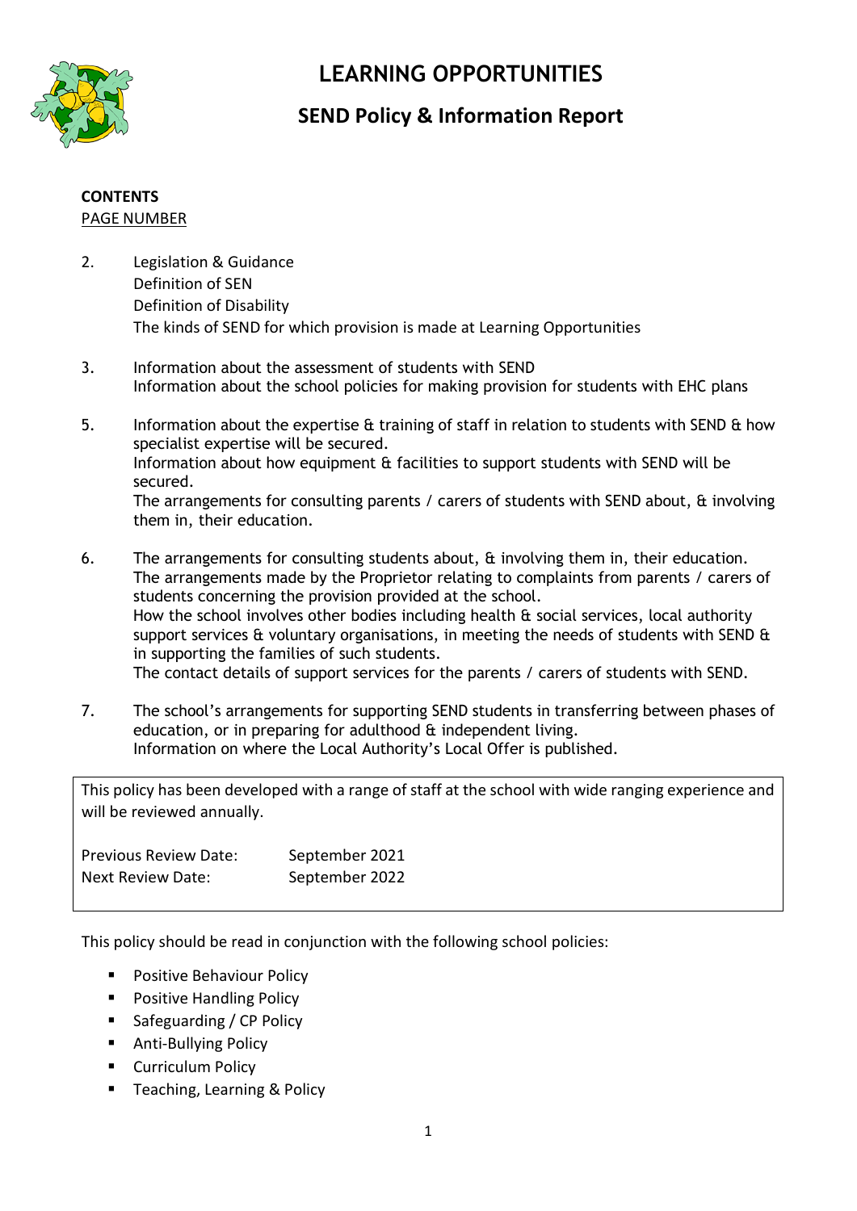# LEARNING OPPORTUNITIES

## SEND Policy & Information Report

**CONTENTS**

PAGE NUMBER

2. Legislation & Guidance
   Definition of SEN
   Definition of Disability
   The kinds of SEND for which provision is made at Learning Opportunities

3. Information about the assessment of students with SEND
   Information about the school policies for making provision for students with EHC plans

5. Information about the expertise & training of staff in relation to students with SEND & how specialist expertise will be secured.
   Information about how equipment & facilities to support students with SEND will be secured.
   The arrangements for consulting parents / carers of students with SEND about, & involving them in, their education.

6. The arrangements for consulting students about, & involving them in, their education.
   The arrangements made by the Proprietor relating to complaints from parents / carers of students concerning the provision provided at the school.
   How the school involves other bodies including health & social services, local authority support services & voluntary organisations, in meeting the needs of students with SEND & in supporting the families of such students.
   The contact details of support services for the parents / carers of students with SEND.

7. The school's arrangements for supporting SEND students in transferring between phases of education, or in preparing for adulthood & independent living.
   Information on where the Local Authority's Local Offer is published.

This policy has been developed with a range of staff at the school with wide ranging experience and will be reviewed annually.

| | |
|---|---|
| Previous Review Date: | September 2021 |
| Next Review Date: | September 2022 |

This policy should be read in conjunction with the following school policies:

- Positive Behaviour Policy
- Positive Handling Policy
- Safeguarding / CP Policy
- Anti-Bullying Policy
- Curriculum Policy
- Teaching, Learning & Policy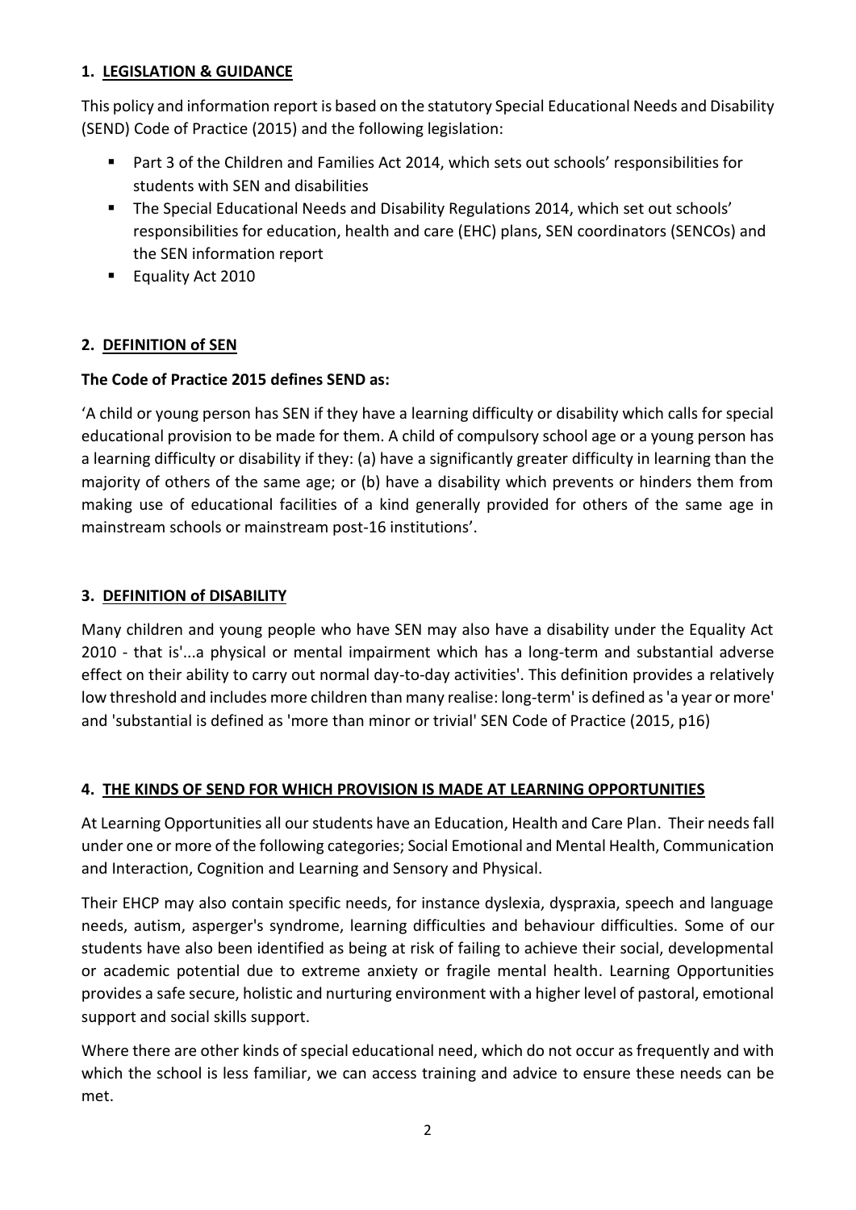## 1. LEGISLATION & GUIDANCE

This policy and information report is based on the statutory Special Educational Needs and Disability (SEND) Code of Practice (2015) and the following legislation:

- Part 3 of the Children and Families Act 2014, which sets out schools' responsibilities for students with SEN and disabilities
- The Special Educational Needs and Disability Regulations 2014, which set out schools' responsibilities for education, health and care (EHC) plans, SEN coordinators (SENCOs) and the SEN information report
- Equality Act 2010

## 2. DEFINITION of SEN

**The Code of Practice 2015 defines SEND as:**

'A child or young person has SEN if they have a learning difficulty or disability which calls for special educational provision to be made for them. A child of compulsory school age or a young person has a learning difficulty or disability if they: (a) have a significantly greater difficulty in learning than the majority of others of the same age; or (b) have a disability which prevents or hinders them from making use of educational facilities of a kind generally provided for others of the same age in mainstream schools or mainstream post-16 institutions'.

## 3. DEFINITION of DISABILITY

Many children and young people who have SEN may also have a disability under the Equality Act 2010 - that is'...a physical or mental impairment which has a long-term and substantial adverse effect on their ability to carry out normal day-to-day activities'. This definition provides a relatively low threshold and includes more children than many realise: long-term' is defined as 'a year or more' and 'substantial is defined as 'more than minor or trivial' SEN Code of Practice (2015, p16)

## 4. THE KINDS OF SEND FOR WHICH PROVISION IS MADE AT LEARNING OPPORTUNITIES

At Learning Opportunities all our students have an Education, Health and Care Plan. Their needs fall under one or more of the following categories; Social Emotional and Mental Health, Communication and Interaction, Cognition and Learning and Sensory and Physical.

Their EHCP may also contain specific needs, for instance dyslexia, dyspraxia, speech and language needs, autism, asperger's syndrome, learning difficulties and behaviour difficulties. Some of our students have also been identified as being at risk of failing to achieve their social, developmental or academic potential due to extreme anxiety or fragile mental health. Learning Opportunities provides a safe secure, holistic and nurturing environment with a higher level of pastoral, emotional support and social skills support.

Where there are other kinds of special educational need, which do not occur as frequently and with which the school is less familiar, we can access training and advice to ensure these needs can be met.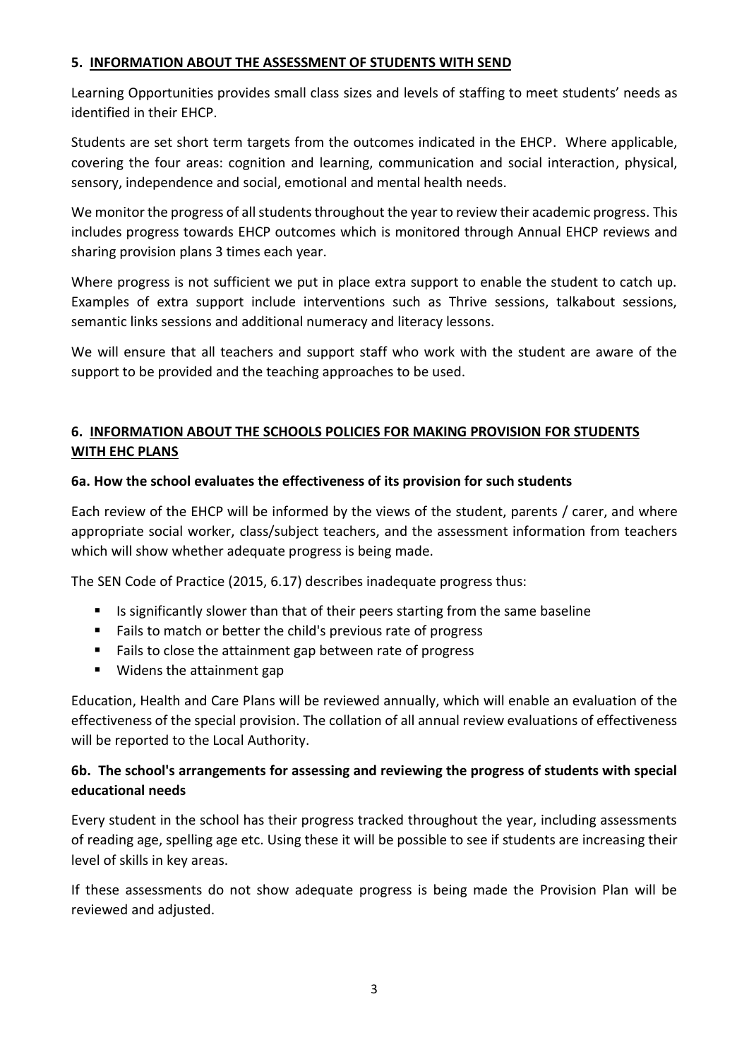## 5. INFORMATION ABOUT THE ASSESSMENT OF STUDENTS WITH SEND

Learning Opportunities provides small class sizes and levels of staffing to meet students' needs as identified in their EHCP.

Students are set short term targets from the outcomes indicated in the EHCP. Where applicable, covering the four areas: cognition and learning, communication and social interaction, physical, sensory, independence and social, emotional and mental health needs.

We monitor the progress of all students throughout the year to review their academic progress. This includes progress towards EHCP outcomes which is monitored through Annual EHCP reviews and sharing provision plans 3 times each year.

Where progress is not sufficient we put in place extra support to enable the student to catch up. Examples of extra support include interventions such as Thrive sessions, talkabout sessions, semantic links sessions and additional numeracy and literacy lessons.

We will ensure that all teachers and support staff who work with the student are aware of the support to be provided and the teaching approaches to be used.

## 6. INFORMATION ABOUT THE SCHOOLS POLICIES FOR MAKING PROVISION FOR STUDENTS WITH EHC PLANS

### 6a. How the school evaluates the effectiveness of its provision for such students

Each review of the EHCP will be informed by the views of the student, parents / carer, and where appropriate social worker, class/subject teachers, and the assessment information from teachers which will show whether adequate progress is being made.

The SEN Code of Practice (2015, 6.17) describes inadequate progress thus:

- Is significantly slower than that of their peers starting from the same baseline
- Fails to match or better the child's previous rate of progress
- Fails to close the attainment gap between rate of progress
- Widens the attainment gap

Education, Health and Care Plans will be reviewed annually, which will enable an evaluation of the effectiveness of the special provision. The collation of all annual review evaluations of effectiveness will be reported to the Local Authority.

### 6b. The school's arrangements for assessing and reviewing the progress of students with special educational needs

Every student in the school has their progress tracked throughout the year, including assessments of reading age, spelling age etc. Using these it will be possible to see if students are increasing their level of skills in key areas.

If these assessments do not show adequate progress is being made the Provision Plan will be reviewed and adjusted.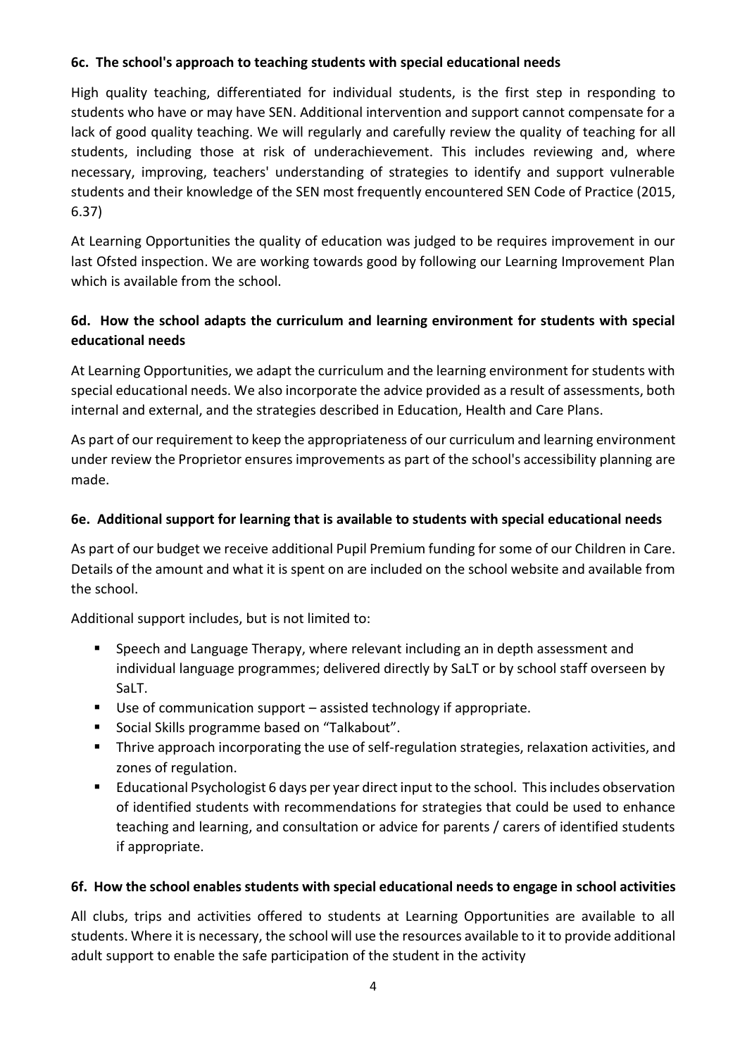### 6c. The school's approach to teaching students with special educational needs

High quality teaching, differentiated for individual students, is the first step in responding to students who have or may have SEN. Additional intervention and support cannot compensate for a lack of good quality teaching. We will regularly and carefully review the quality of teaching for all students, including those at risk of underachievement. This includes reviewing and, where necessary, improving, teachers' understanding of strategies to identify and support vulnerable students and their knowledge of the SEN most frequently encountered SEN Code of Practice (2015, 6.37)

At Learning Opportunities the quality of education was judged to be requires improvement in our last Ofsted inspection. We are working towards good by following our Learning Improvement Plan which is available from the school.

### 6d. How the school adapts the curriculum and learning environment for students with special educational needs

At Learning Opportunities, we adapt the curriculum and the learning environment for students with special educational needs. We also incorporate the advice provided as a result of assessments, both internal and external, and the strategies described in Education, Health and Care Plans.

As part of our requirement to keep the appropriateness of our curriculum and learning environment under review the Proprietor ensures improvements as part of the school's accessibility planning are made.

### 6e. Additional support for learning that is available to students with special educational needs

As part of our budget we receive additional Pupil Premium funding for some of our Children in Care. Details of the amount and what it is spent on are included on the school website and available from the school.

Additional support includes, but is not limited to:

- Speech and Language Therapy, where relevant including an in depth assessment and individual language programmes; delivered directly by SaLT or by school staff overseen by SaLT.
- Use of communication support – assisted technology if appropriate.
- Social Skills programme based on "Talkabout".
- Thrive approach incorporating the use of self-regulation strategies, relaxation activities, and zones of regulation.
- Educational Psychologist 6 days per year direct input to the school. This includes observation of identified students with recommendations for strategies that could be used to enhance teaching and learning, and consultation or advice for parents / carers of identified students if appropriate.

### 6f. How the school enables students with special educational needs to engage in school activities

All clubs, trips and activities offered to students at Learning Opportunities are available to all students. Where it is necessary, the school will use the resources available to it to provide additional adult support to enable the safe participation of the student in the activity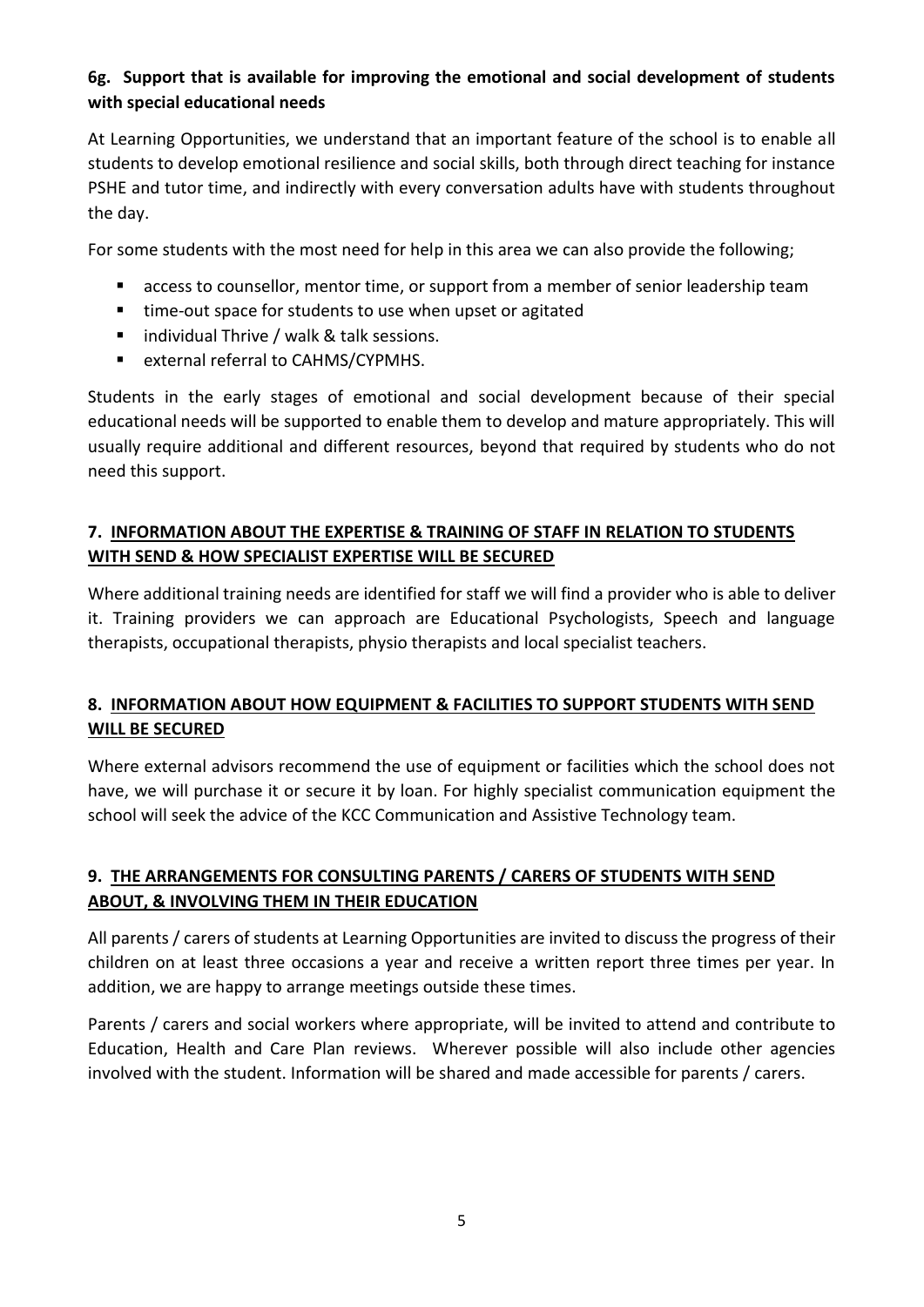### 6g. Support that is available for improving the emotional and social development of students with special educational needs

At Learning Opportunities, we understand that an important feature of the school is to enable all students to develop emotional resilience and social skills, both through direct teaching for instance PSHE and tutor time, and indirectly with every conversation adults have with students throughout the day.

For some students with the most need for help in this area we can also provide the following;

- access to counsellor, mentor time, or support from a member of senior leadership team
- time-out space for students to use when upset or agitated
- individual Thrive / walk & talk sessions.
- external referral to CAHMS/CYPMHS.

Students in the early stages of emotional and social development because of their special educational needs will be supported to enable them to develop and mature appropriately. This will usually require additional and different resources, beyond that required by students who do not need this support.

## 7. INFORMATION ABOUT THE EXPERTISE & TRAINING OF STAFF IN RELATION TO STUDENTS WITH SEND & HOW SPECIALIST EXPERTISE WILL BE SECURED

Where additional training needs are identified for staff we will find a provider who is able to deliver it. Training providers we can approach are Educational Psychologists, Speech and language therapists, occupational therapists, physio therapists and local specialist teachers.

## 8. INFORMATION ABOUT HOW EQUIPMENT & FACILITIES TO SUPPORT STUDENTS WITH SEND WILL BE SECURED

Where external advisors recommend the use of equipment or facilities which the school does not have, we will purchase it or secure it by loan. For highly specialist communication equipment the school will seek the advice of the KCC Communication and Assistive Technology team.

## 9. THE ARRANGEMENTS FOR CONSULTING PARENTS / CARERS OF STUDENTS WITH SEND ABOUT, & INVOLVING THEM IN THEIR EDUCATION

All parents / carers of students at Learning Opportunities are invited to discuss the progress of their children on at least three occasions a year and receive a written report three times per year. In addition, we are happy to arrange meetings outside these times.

Parents / carers and social workers where appropriate, will be invited to attend and contribute to Education, Health and Care Plan reviews. Wherever possible will also include other agencies involved with the student. Information will be shared and made accessible for parents / carers.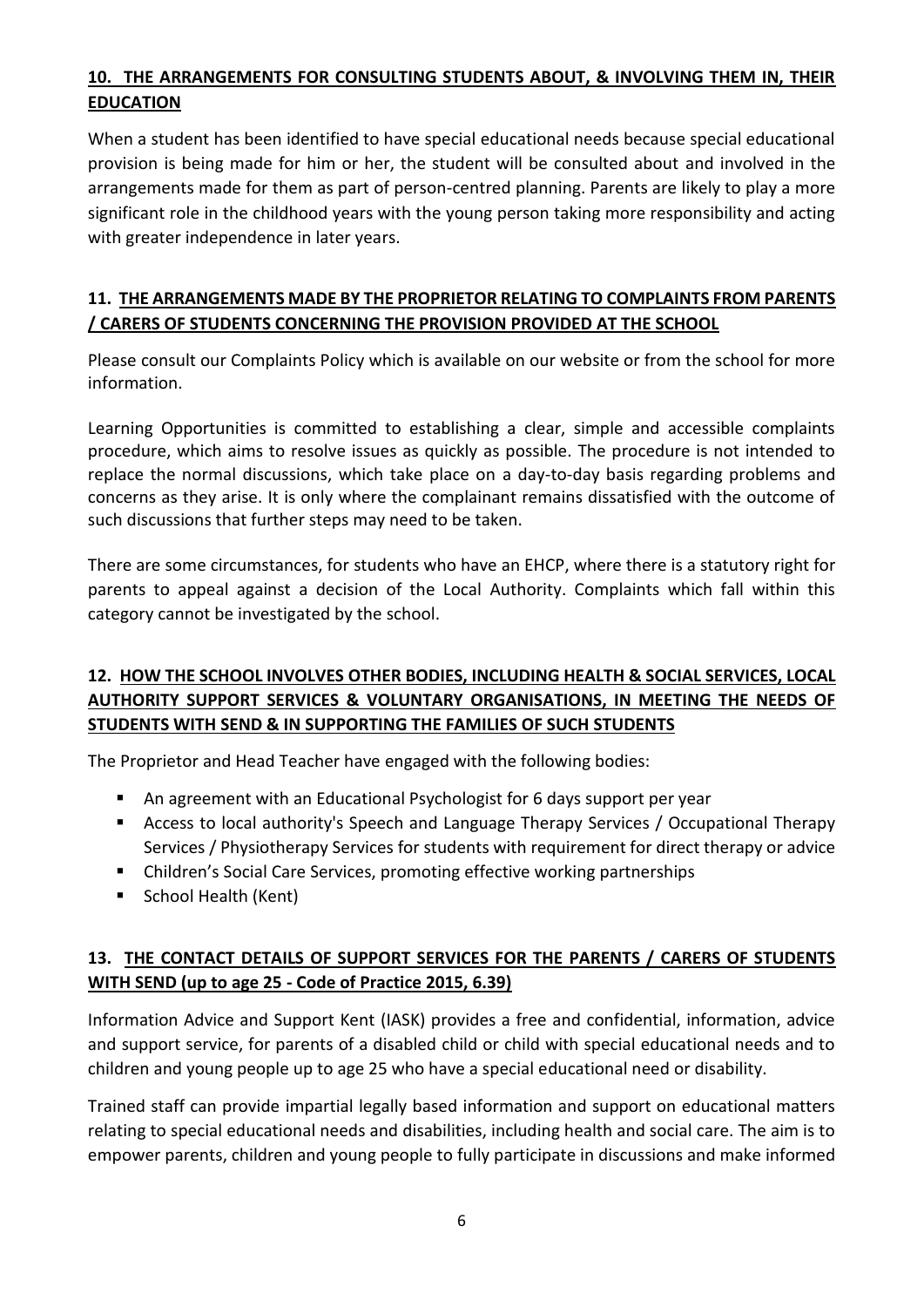## 10. THE ARRANGEMENTS FOR CONSULTING STUDENTS ABOUT, & INVOLVING THEM IN, THEIR EDUCATION

When a student has been identified to have special educational needs because special educational provision is being made for him or her, the student will be consulted about and involved in the arrangements made for them as part of person-centred planning. Parents are likely to play a more significant role in the childhood years with the young person taking more responsibility and acting with greater independence in later years.

## 11. THE ARRANGEMENTS MADE BY THE PROPRIETOR RELATING TO COMPLAINTS FROM PARENTS / CARERS OF STUDENTS CONCERNING THE PROVISION PROVIDED AT THE SCHOOL

Please consult our Complaints Policy which is available on our website or from the school for more information.

Learning Opportunities is committed to establishing a clear, simple and accessible complaints procedure, which aims to resolve issues as quickly as possible. The procedure is not intended to replace the normal discussions, which take place on a day-to-day basis regarding problems and concerns as they arise. It is only where the complainant remains dissatisfied with the outcome of such discussions that further steps may need to be taken.

There are some circumstances, for students who have an EHCP, where there is a statutory right for parents to appeal against a decision of the Local Authority. Complaints which fall within this category cannot be investigated by the school.

## 12. HOW THE SCHOOL INVOLVES OTHER BODIES, INCLUDING HEALTH & SOCIAL SERVICES, LOCAL AUTHORITY SUPPORT SERVICES & VOLUNTARY ORGANISATIONS, IN MEETING THE NEEDS OF STUDENTS WITH SEND & IN SUPPORTING THE FAMILIES OF SUCH STUDENTS

The Proprietor and Head Teacher have engaged with the following bodies:

- An agreement with an Educational Psychologist for 6 days support per year
- Access to local authority's Speech and Language Therapy Services / Occupational Therapy Services / Physiotherapy Services for students with requirement for direct therapy or advice
- Children's Social Care Services, promoting effective working partnerships
- School Health (Kent)

## 13. THE CONTACT DETAILS OF SUPPORT SERVICES FOR THE PARENTS / CARERS OF STUDENTS WITH SEND (up to age 25 - Code of Practice 2015, 6.39)

Information Advice and Support Kent (IASK) provides a free and confidential, information, advice and support service, for parents of a disabled child or child with special educational needs and to children and young people up to age 25 who have a special educational need or disability.

Trained staff can provide impartial legally based information and support on educational matters relating to special educational needs and disabilities, including health and social care. The aim is to empower parents, children and young people to fully participate in discussions and make informed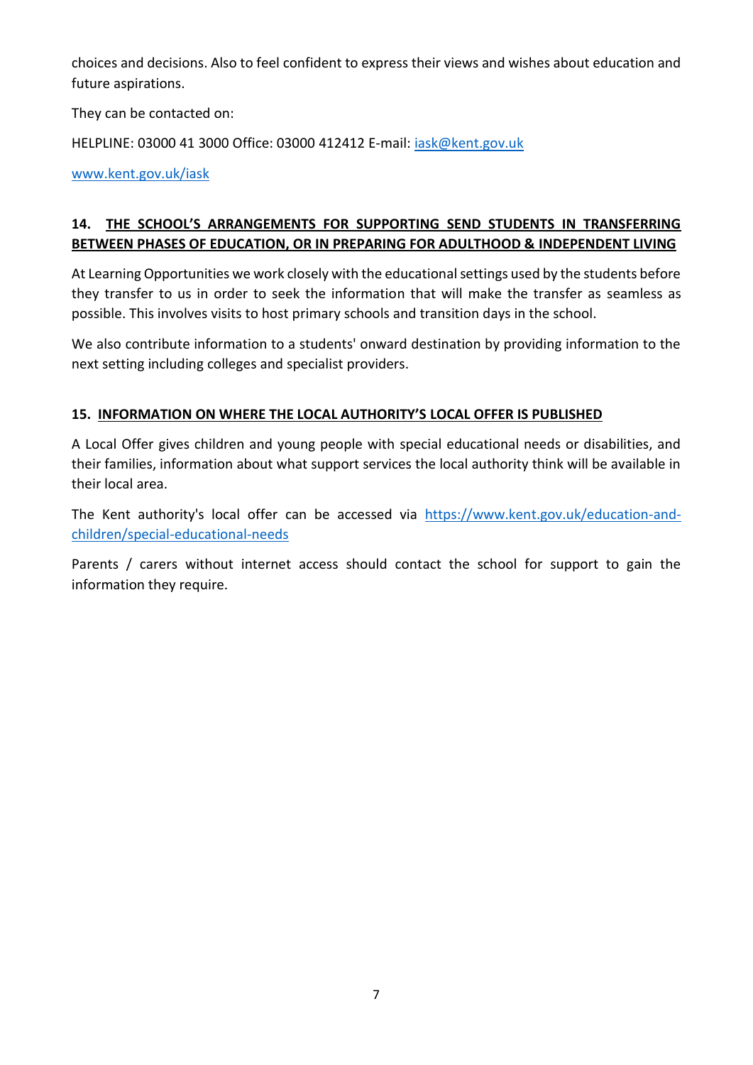choices and decisions. Also to feel confident to express their views and wishes about education and future aspirations.

They can be contacted on:

HELPLINE: 03000 41 3000 Office: 03000 412412 E-mail: [iask@kent.gov.uk](mailto:iask@kent.gov.uk)

[www.kent.gov.uk/iask](http://www.kent.gov.uk/iask)

## 14. THE SCHOOL'S ARRANGEMENTS FOR SUPPORTING SEND STUDENTS IN TRANSFERRING BETWEEN PHASES OF EDUCATION, OR IN PREPARING FOR ADULTHOOD & INDEPENDENT LIVING

At Learning Opportunities we work closely with the educational settings used by the students before they transfer to us in order to seek the information that will make the transfer as seamless as possible. This involves visits to host primary schools and transition days in the school.

We also contribute information to a students' onward destination by providing information to the next setting including colleges and specialist providers.

## 15. INFORMATION ON WHERE THE LOCAL AUTHORITY'S LOCAL OFFER IS PUBLISHED

A Local Offer gives children and young people with special educational needs or disabilities, and their families, information about what support services the local authority think will be available in their local area.

The Kent authority's local offer can be accessed via [https://www.kent.gov.uk/education-and-children/special-educational-needs](https://www.kent.gov.uk/education-and-children/special-educational-needs)

Parents / carers without internet access should contact the school for support to gain the information they require.